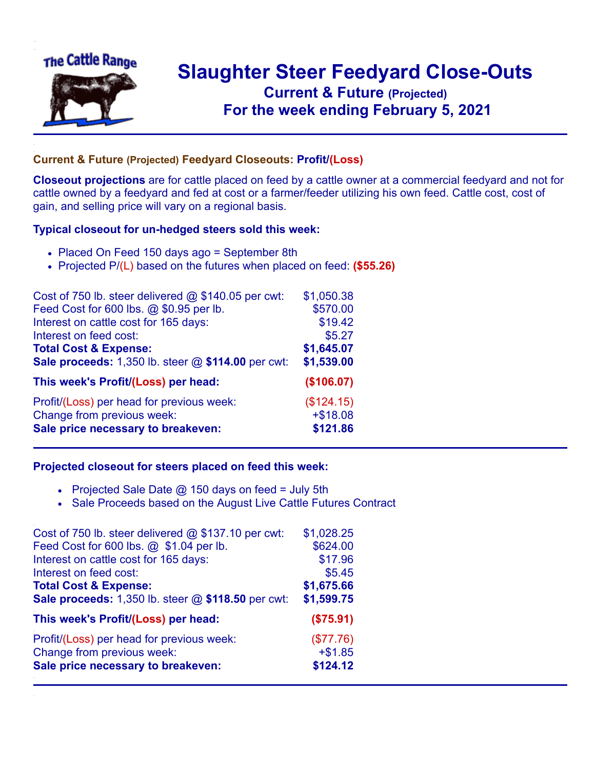# Slaughter Steer Feedyard Close-Outs

## Current & Future (Projected)

## For the week ending February 5, 2021

### Current & Future (Projected) Feedyard Closeouts: Profit/(Loss)

**Closeout projections** are for cattle placed on feed by a cattle owner at a commercial feedyard and not for cattle owned by a feedyard and fed at cost or a farmer/feeder utilizing his own feed. Cattle cost, cost of gain, and selling price will vary on a regional basis.

### Typical closeout for un-hedged steers sold this week:

- Placed On Feed 150 days ago = September 8th
- Projected P/(L) based on the futures when placed on feed: **($55.26)**

| | |
|---|---|
| Cost of 750 lb. steer delivered @ $140.05 per cwt: | $1,050.38 |
| Feed Cost for 600 lbs. @ $0.95 per lb. | $570.00 |
| Interest on cattle cost for 165 days: | $19.42 |
| Interest on feed cost: | $5.27 |
| **Total Cost & Expense:** | **$1,645.07** |
| **Sale proceeds:** 1,350 lb. steer @ **$114.00** per cwt: | **$1,539.00** |
| **This week's Profit/(Loss) per head:** | **($106.07)** |
| Profit/(Loss) per head for previous week: | ($124.15) |
| Change from previous week: | +$18.08 |
| **Sale price necessary to breakeven:** | **$121.86** |

### Projected closeout for steers placed on feed this week:

- Projected Sale Date @ 150 days on feed = July 5th
- Sale Proceeds based on the August Live Cattle Futures Contract

| | |
|---|---|
| Cost of 750 lb. steer delivered @ $137.10 per cwt: | $1,028.25 |
| Feed Cost for 600 lbs. @ $1.04 per lb. | $624.00 |
| Interest on cattle cost for 165 days: | $17.96 |
| Interest on feed cost: | $5.45 |
| **Total Cost & Expense:** | **$1,675.66** |
| **Sale proceeds:** 1,350 lb. steer @ **$118.50** per cwt: | **$1,599.75** |
| **This week's Profit/(Loss) per head:** | **($75.91)** |
| Profit/(Loss) per head for previous week: | ($77.76) |
| Change from previous week: | +$1.85 |
| **Sale price necessary to breakeven:** | **$124.12** |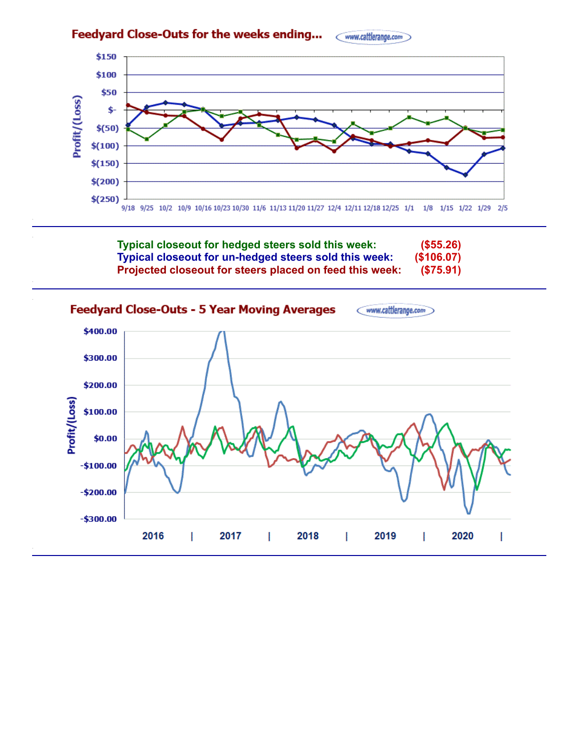## Feedyard Close-Outs for the weeks ending...

www.cattlerange.com

Profit/(Loss)

$150
$100
$50
$-
$(50)
$(100)
$(150)
$(200)
$(250)

9/18 9/25 10/2 10/9 10/16 10/23 10/30 11/6 11/13 11/20 11/27 12/4 12/11 12/18 12/25 1/1 1/8 1/15 1/22 1/29 2/5

---

| | |
|---|---|
| **Typical closeout for hedged steers sold this week:** | **($55.26)** |
| **Typical closeout for un-hedged steers sold this week:** | **($106.07)** |
| **Projected closeout for steers placed on feed this week:** | **($75.91)** |

---

## Feedyard Close-Outs - 5 Year Moving Averages

www.cattlerange.com

Profit/(Loss)

$400.00
$300.00
$200.00
$100.00
$0.00
-$100.00
-$200.00
-$300.00

2016 | 2017 | 2018 | 2019 | 2020 |